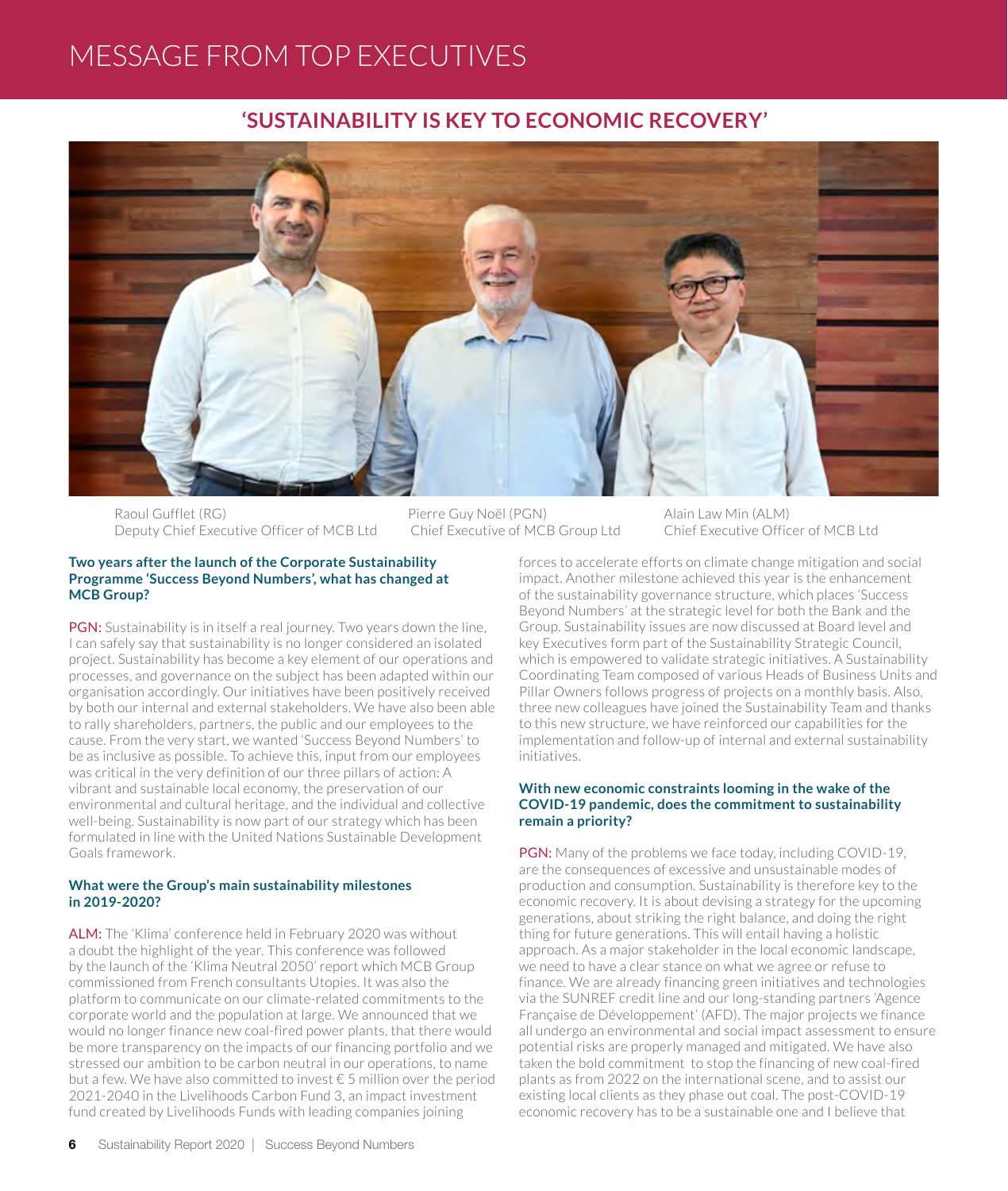# MESSAGE FROM TOP EXECUTIVES

## 'SUSTAINABILITY IS KEY TO ECONOMIC RECOVERY'

Raoul Gufflet (RG)
Deputy Chief Executive Officer of MCB Ltd

Pierre Guy Noël (PGN)
Chief Executive of MCB Group Ltd

Alain Law Min (ALM)
Chief Executive Officer of MCB Ltd

**Two years after the launch of the Corporate Sustainability Programme 'Success Beyond Numbers', what has changed at MCB Group?**

PGN: Sustainability is in itself a real journey. Two years down the line, I can safely say that sustainability is no longer considered an isolated project. Sustainability has become a key element of our operations and processes, and governance on the subject has been adapted within our organisation accordingly. Our initiatives have been positively received by both our internal and external stakeholders. We have also been able to rally shareholders, partners, the public and our employees to the cause. From the very start, we wanted 'Success Beyond Numbers' to be as inclusive as possible. To achieve this, input from our employees was critical in the very definition of our three pillars of action: A vibrant and sustainable local economy, the preservation of our environmental and cultural heritage, and the individual and collective well-being. Sustainability is now part of our strategy which has been formulated in line with the United Nations Sustainable Development Goals framework.

**What were the Group's main sustainability milestones in 2019-2020?**

ALM: The 'Klima' conference held in February 2020 was without a doubt the highlight of the year. This conference was followed by the launch of the 'Klima Neutral 2050' report which MCB Group commissioned from French consultants Utopies. It was also the platform to communicate on our climate-related commitments to the corporate world and the population at large. We announced that we would no longer finance new coal-fired power plants, that there would be more transparency on the impacts of our financing portfolio and we stressed our ambition to be carbon neutral in our operations, to name but a few. We have also committed to invest € 5 million over the period 2021-2040 in the Livelihoods Carbon Fund 3, an impact investment fund created by Livelihoods Funds with leading companies joining forces to accelerate efforts on climate change mitigation and social impact. Another milestone achieved this year is the enhancement of the sustainability governance structure, which places 'Success Beyond Numbers' at the strategic level for both the Bank and the Group. Sustainability issues are now discussed at Board level and key Executives form part of the Sustainability Strategic Council, which is empowered to validate strategic initiatives. A Sustainability Coordinating Team composed of various Heads of Business Units and Pillar Owners follows progress of projects on a monthly basis. Also, three new colleagues have joined the Sustainability Team and thanks to this new structure, we have reinforced our capabilities for the implementation and follow-up of internal and external sustainability initiatives.

**With new economic constraints looming in the wake of the COVID-19 pandemic, does the commitment to sustainability remain a priority?**

PGN: Many of the problems we face today, including COVID-19, are the consequences of excessive and unsustainable modes of production and consumption. Sustainability is therefore key to the economic recovery. It is about devising a strategy for the upcoming generations, about striking the right balance, and doing the right thing for future generations. This will entail having a holistic approach. As a major stakeholder in the local economic landscape, we need to have a clear stance on what we agree or refuse to finance. We are already financing green initiatives and technologies via the SUNREF credit line and our long-standing partners 'Agence Française de Développement' (AFD). The major projects we finance all undergo an environmental and social impact assessment to ensure potential risks are properly managed and mitigated. We have also taken the bold commitment to stop the financing of new coal-fired plants as from 2022 on the international scene, and to assist our existing local clients as they phase out coal. The post-COVID-19 economic recovery has to be a sustainable one and I believe that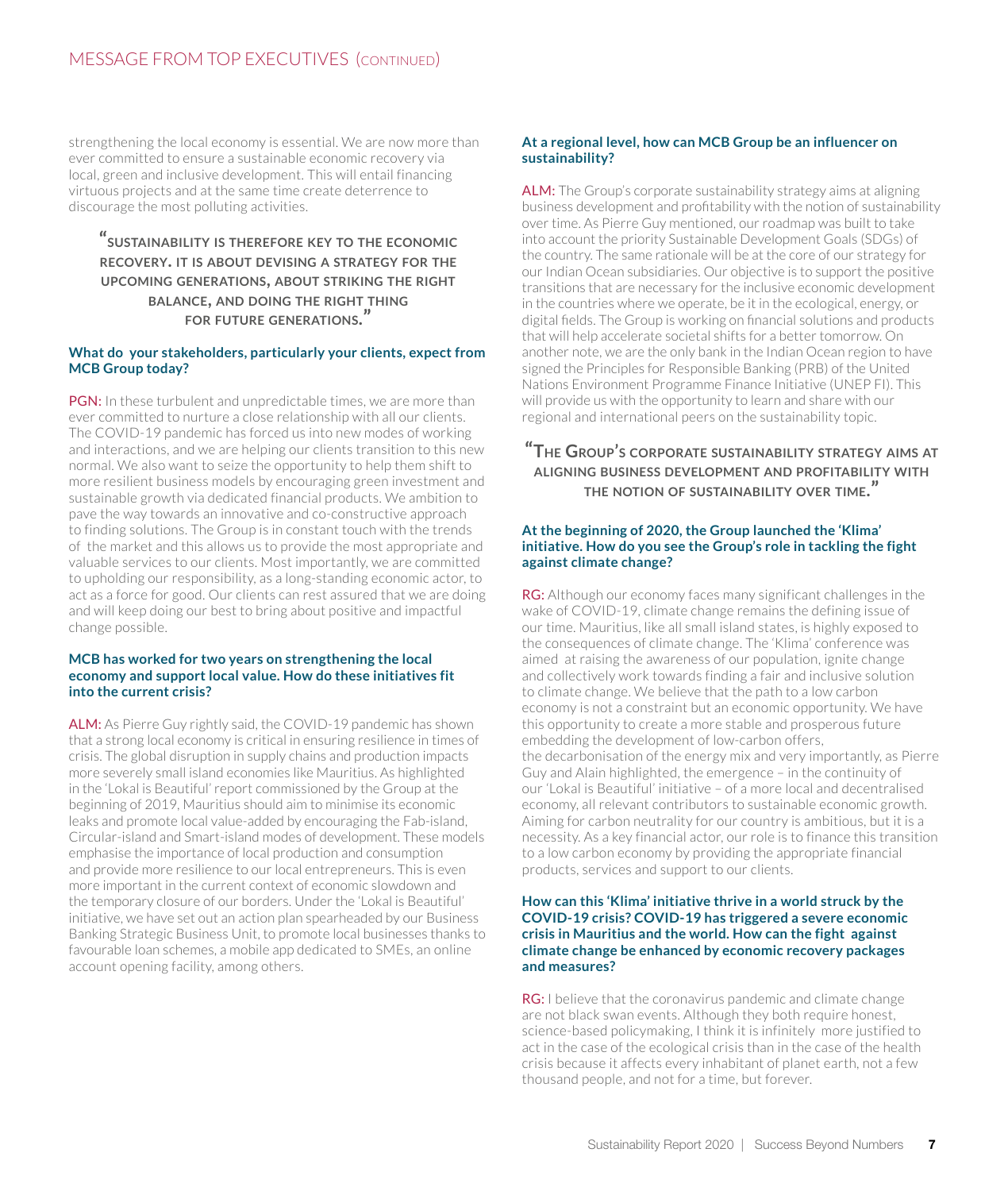strengthening the local economy is essential. We are now more than ever committed to ensure a sustainable economic recovery via local, green and inclusive development. This will entail financing virtuous projects and at the same time create deterrence to discourage the most polluting activities.

> "SUSTAINABILITY IS THEREFORE KEY TO THE ECONOMIC RECOVERY. IT IS ABOUT DEVISING A STRATEGY FOR THE UPCOMING GENERATIONS, ABOUT STRIKING THE RIGHT BALANCE, AND DOING THE RIGHT THING FOR FUTURE GENERATIONS."

**What do your stakeholders, particularly your clients, expect from MCB Group today?**

PGN: In these turbulent and unpredictable times, we are more than ever committed to nurture a close relationship with all our clients. The COVID-19 pandemic has forced us into new modes of working and interactions, and we are helping our clients transition to this new normal. We also want to seize the opportunity to help them shift to more resilient business models by encouraging green investment and sustainable growth via dedicated financial products. We ambition to pave the way towards an innovative and co-constructive approach to finding solutions. The Group is in constant touch with the trends of the market and this allows us to provide the most appropriate and valuable services to our clients. Most importantly, we are committed to upholding our responsibility, as a long-standing economic actor, to act as a force for good. Our clients can rest assured that we are doing and will keep doing our best to bring about positive and impactful change possible.

**MCB has worked for two years on strengthening the local economy and support local value. How do these initiatives fit into the current crisis?**

ALM: As Pierre Guy rightly said, the COVID-19 pandemic has shown that a strong local economy is critical in ensuring resilience in times of crisis. The global disruption in supply chains and production impacts more severely small island economies like Mauritius. As highlighted in the 'Lokal is Beautiful' report commissioned by the Group at the beginning of 2019, Mauritius should aim to minimise its economic leaks and promote local value-added by encouraging the Fab-island, Circular-island and Smart-island modes of development. These models emphasise the importance of local production and consumption and provide more resilience to our local entrepreneurs. This is even more important in the current context of economic slowdown and the temporary closure of our borders. Under the 'Lokal is Beautiful' initiative, we have set out an action plan spearheaded by our Business Banking Strategic Business Unit, to promote local businesses thanks to favourable loan schemes, a mobile app dedicated to SMEs, an online account opening facility, among others.

**At a regional level, how can MCB Group be an influencer on sustainability?**

ALM: The Group's corporate sustainability strategy aims at aligning business development and profitability with the notion of sustainability over time. As Pierre Guy mentioned, our roadmap was built to take into account the priority Sustainable Development Goals (SDGs) of the country. The same rationale will be at the core of our strategy for our Indian Ocean subsidiaries. Our objective is to support the positive transitions that are necessary for the inclusive economic development in the countries where we operate, be it in the ecological, energy, or digital fields. The Group is working on financial solutions and products that will help accelerate societal shifts for a better tomorrow. On another note, we are the only bank in the Indian Ocean region to have signed the Principles for Responsible Banking (PRB) of the United Nations Environment Programme Finance Initiative (UNEP FI). This will provide us with the opportunity to learn and share with our regional and international peers on the sustainability topic.

> "THE GROUP'S CORPORATE SUSTAINABILITY STRATEGY AIMS AT ALIGNING BUSINESS DEVELOPMENT AND PROFITABILITY WITH THE NOTION OF SUSTAINABILITY OVER TIME."

**At the beginning of 2020, the Group launched the 'Klima' initiative. How do you see the Group's role in tackling the fight against climate change?**

RG: Although our economy faces many significant challenges in the wake of COVID-19, climate change remains the defining issue of our time. Mauritius, like all small island states, is highly exposed to the consequences of climate change. The 'Klima' conference was aimed at raising the awareness of our population, ignite change and collectively work towards finding a fair and inclusive solution to climate change. We believe that the path to a low carbon economy is not a constraint but an economic opportunity. We have this opportunity to create a more stable and prosperous future embedding the development of low-carbon offers, the decarbonisation of the energy mix and very importantly, as Pierre Guy and Alain highlighted, the emergence – in the continuity of our 'Lokal is Beautiful' initiative – of a more local and decentralised economy, all relevant contributors to sustainable economic growth. Aiming for carbon neutrality for our country is ambitious, but it is a necessity. As a key financial actor, our role is to finance this transition to a low carbon economy by providing the appropriate financial products, services and support to our clients.

**How can this 'Klima' initiative thrive in a world struck by the COVID-19 crisis? COVID-19 has triggered a severe economic crisis in Mauritius and the world. How can the fight against climate change be enhanced by economic recovery packages and measures?**

RG: I believe that the coronavirus pandemic and climate change are not black swan events. Although they both require honest, science-based policymaking, I think it is infinitely more justified to act in the case of the ecological crisis than in the case of the health crisis because it affects every inhabitant of planet earth, not a few thousand people, and not for a time, but forever.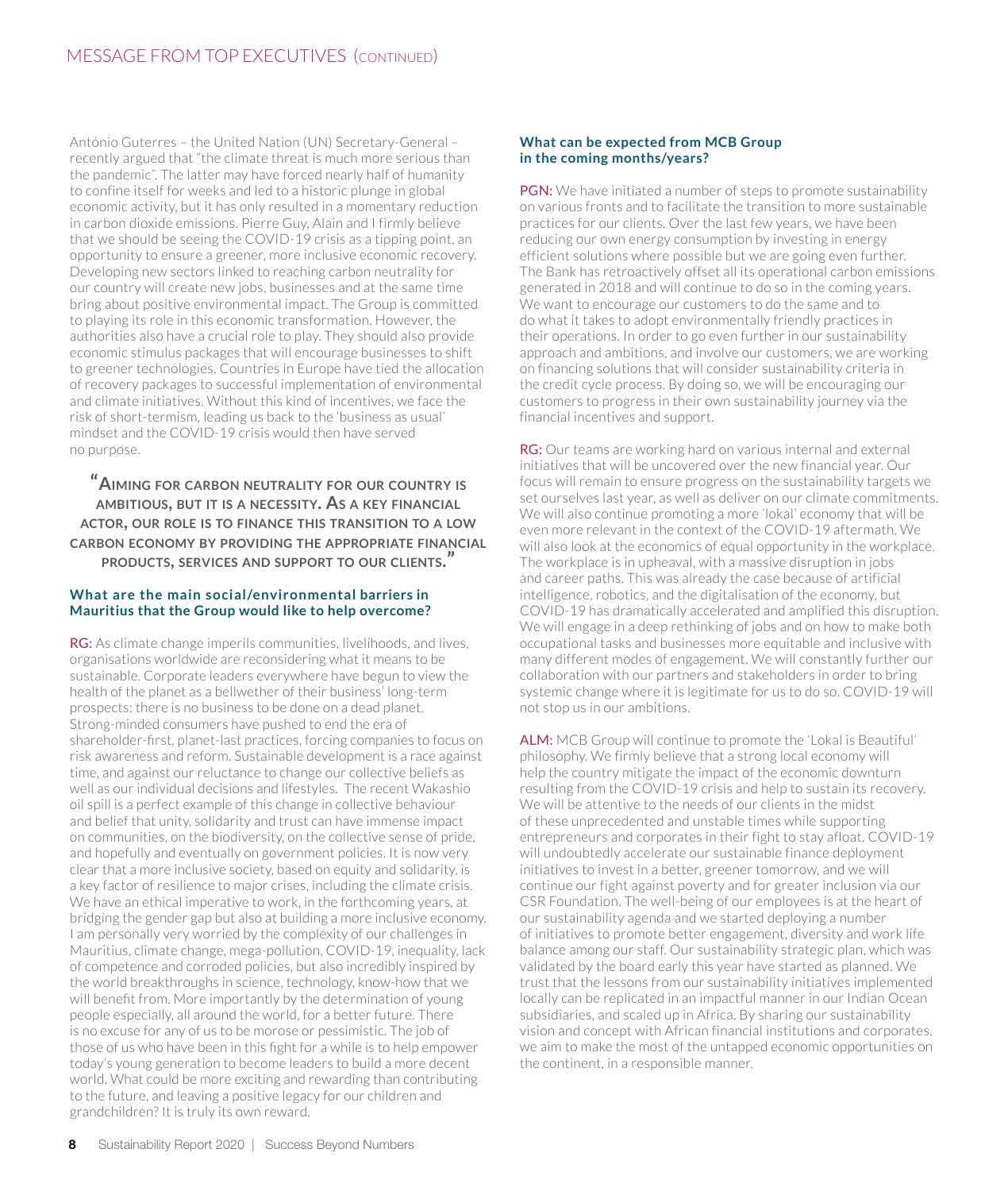António Guterres – the United Nation (UN) Secretary-General – recently argued that "the climate threat is much more serious than the pandemic". The latter may have forced nearly half of humanity to confine itself for weeks and led to a historic plunge in global economic activity, but it has only resulted in a momentary reduction in carbon dioxide emissions. Pierre Guy, Alain and I firmly believe that we should be seeing the COVID-19 crisis as a tipping point, an opportunity to ensure a greener, more inclusive economic recovery. Developing new sectors linked to reaching carbon neutrality for our country will create new jobs, businesses and at the same time bring about positive environmental impact. The Group is committed to playing its role in this economic transformation. However, the authorities also have a crucial role to play. They should also provide economic stimulus packages that will encourage businesses to shift to greener technologies. Countries in Europe have tied the allocation of recovery packages to successful implementation of environmental and climate initiatives. Without this kind of incentives, we face the risk of short-termism, leading us back to the 'business as usual' mindset and the COVID-19 crisis would then have served no purpose.

> "Aiming for carbon neutrality for our country is ambitious, but it is a necessity. As a key financial actor, our role is to finance this transition to a low carbon economy by providing the appropriate financial products, services and support to our clients."

**What are the main social/environmental barriers in Mauritius that the Group would like to help overcome?**

RG: As climate change imperils communities, livelihoods, and lives, organisations worldwide are reconsidering what it means to be sustainable. Corporate leaders everywhere have begun to view the health of the planet as a bellwether of their business' long-term prospects: there is no business to be done on a dead planet. Strong-minded consumers have pushed to end the era of shareholder-first, planet-last practices, forcing companies to focus on risk awareness and reform. Sustainable development is a race against time, and against our reluctance to change our collective beliefs as well as our individual decisions and lifestyles. The recent Wakashio oil spill is a perfect example of this change in collective behaviour and belief that unity, solidarity and trust can have immense impact on communities, on the biodiversity, on the collective sense of pride, and hopefully and eventually on government policies. It is now very clear that a more inclusive society, based on equity and solidarity, is a key factor of resilience to major crises, including the climate crisis. We have an ethical imperative to work, in the forthcoming years, at bridging the gender gap but also at building a more inclusive economy. I am personally very worried by the complexity of our challenges in Mauritius, climate change, mega-pollution, COVID-19, inequality, lack of competence and corroded policies, but also incredibly inspired by the world breakthroughs in science, technology, know-how that we will benefit from. More importantly by the determination of young people especially, all around the world, for a better future. There is no excuse for any of us to be morose or pessimistic. The job of those of us who have been in this fight for a while is to help empower today's young generation to become leaders to build a more decent world. What could be more exciting and rewarding than contributing to the future, and leaving a positive legacy for our children and grandchildren? It is truly its own reward.

**What can be expected from MCB Group in the coming months/years?**

PGN: We have initiated a number of steps to promote sustainability on various fronts and to facilitate the transition to more sustainable practices for our clients. Over the last few years, we have been reducing our own energy consumption by investing in energy efficient solutions where possible but we are going even further. The Bank has retroactively offset all its operational carbon emissions generated in 2018 and will continue to do so in the coming years. We want to encourage our customers to do the same and to do what it takes to adopt environmentally friendly practices in their operations. In order to go even further in our sustainability approach and ambitions, and involve our customers, we are working on financing solutions that will consider sustainability criteria in the credit cycle process. By doing so, we will be encouraging our customers to progress in their own sustainability journey via the financial incentives and support.

RG: Our teams are working hard on various internal and external initiatives that will be uncovered over the new financial year. Our focus will remain to ensure progress on the sustainability targets we set ourselves last year, as well as deliver on our climate commitments. We will also continue promoting a more 'lokal' economy that will be even more relevant in the context of the COVID-19 aftermath. We will also look at the economics of equal opportunity in the workplace. The workplace is in upheaval, with a massive disruption in jobs and career paths. This was already the case because of artificial intelligence, robotics, and the digitalisation of the economy, but COVID-19 has dramatically accelerated and amplified this disruption. We will engage in a deep rethinking of jobs and on how to make both occupational tasks and businesses more equitable and inclusive with many different modes of engagement. We will constantly further our collaboration with our partners and stakeholders in order to bring systemic change where it is legitimate for us to do so. COVID-19 will not stop us in our ambitions.

ALM: MCB Group will continue to promote the 'Lokal is Beautiful' philosophy. We firmly believe that a strong local economy will help the country mitigate the impact of the economic downturn resulting from the COVID-19 crisis and help to sustain its recovery. We will be attentive to the needs of our clients in the midst of these unprecedented and unstable times while supporting entrepreneurs and corporates in their fight to stay afloat. COVID-19 will undoubtedly accelerate our sustainable finance deployment initiatives to invest in a better, greener tomorrow, and we will continue our fight against poverty and for greater inclusion via our CSR Foundation. The well-being of our employees is at the heart of our sustainability agenda and we started deploying a number of initiatives to promote better engagement, diversity and work life balance among our staff. Our sustainability strategic plan, which was validated by the board early this year have started as planned. We trust that the lessons from our sustainability initiatives implemented locally can be replicated in an impactful manner in our Indian Ocean subsidiaries, and scaled up in Africa. By sharing our sustainability vision and concept with African financial institutions and corporates, we aim to make the most of the untapped economic opportunities on the continent, in a responsible manner.